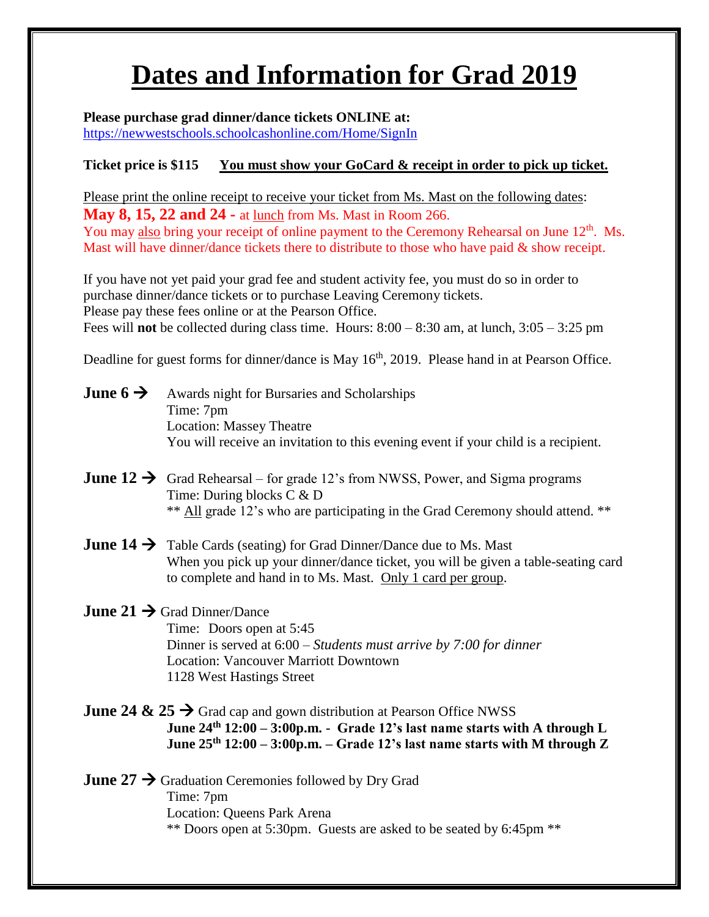// Intentional: flowing text below is transcribed without the source's visual formatting (underlining, colour, bold), since those can't be faithfully reproduced here and aren't needed for content.
# Dates and Information for Grad 2019

**Please purchase grad dinner/dance tickets ONLINE at:**
https://newwestschools.schoolcashonline.com/Home/SignIn

**Ticket price is $115** **You must show your GoCard & receipt in order to pick up ticket.**

Please print the online receipt to receive your ticket from Ms. Mast on the following dates:
**May 8, 15, 22 and 24 -** at lunch from Ms. Mast in Room 266.
You may also bring your receipt of online payment to the Ceremony Rehearsal on June 12th. Ms. Mast will have dinner/dance tickets there to distribute to those who have paid & show receipt.

If you have not yet paid your grad fee and student activity fee, you must do so in order to purchase dinner/dance tickets or to purchase Leaving Ceremony tickets.
Please pay these fees online or at the Pearson Office.
Fees will **not** be collected during class time. Hours: 8:00 – 8:30 am, at lunch, 3:05 – 3:25 pm

Deadline for guest forms for dinner/dance is May 16th, 2019. Please hand in at Pearson Office.

**June 6 →** Awards night for Bursaries and Scholarships
Time: 7pm
Location: Massey Theatre
You will receive an invitation to this evening event if your child is a recipient.

**June 12 →** Grad Rehearsal – for grade 12's from NWSS, Power, and Sigma programs
Time: During blocks C & D
** All grade 12's who are participating in the Grad Ceremony should attend. **

**June 14 →** Table Cards (seating) for Grad Dinner/Dance due to Ms. Mast
When you pick up your dinner/dance ticket, you will be given a table-seating card to complete and hand in to Ms. Mast. Only 1 card per group.

**June 21 →** Grad Dinner/Dance
Time: Doors open at 5:45
Dinner is served at 6:00 – *Students must arrive by 7:00 for dinner*
Location: Vancouver Marriott Downtown
1128 West Hastings Street

**June 24 & 25 →** Grad cap and gown distribution at Pearson Office NWSS
**June 24th 12:00 – 3:00p.m. - Grade 12's last name starts with A through L**
**June 25th 12:00 – 3:00p.m. – Grade 12's last name starts with M through Z**

**June 27 →** Graduation Ceremonies followed by Dry Grad
Time: 7pm
Location: Queens Park Arena
** Doors open at 5:30pm. Guests are asked to be seated by 6:45pm **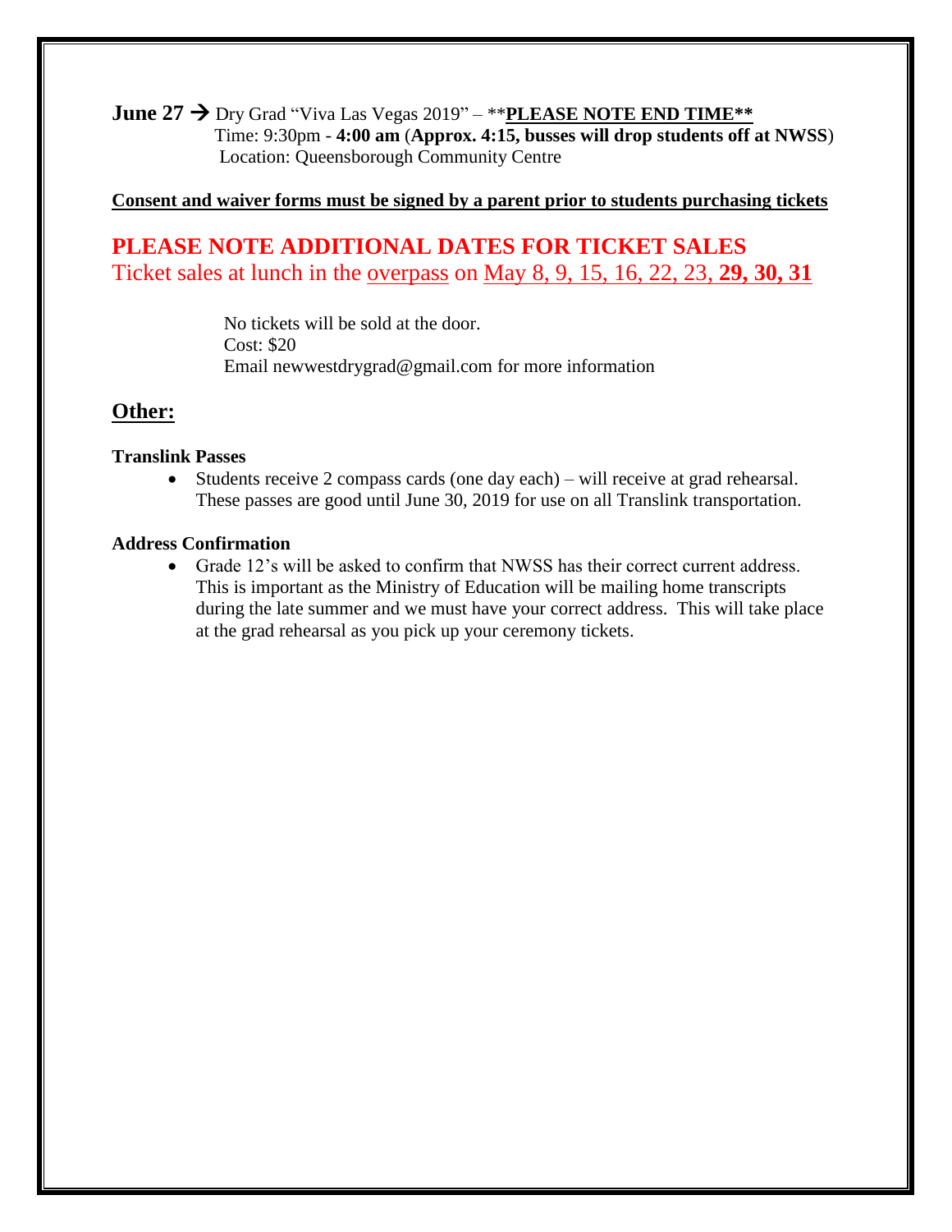**June 27** → Dry Grad "Viva Las Vegas 2019" – ****PLEASE NOTE END TIME****
Time: 9:30pm - **4:00 am** (**Approx. 4:15, busses will drop students off at NWSS**)
Location: Queensborough Community Centre

**Consent and waiver forms must be signed by a parent prior to students purchasing tickets**

## PLEASE NOTE ADDITIONAL DATES FOR TICKET SALES

Ticket sales at lunch in the overpass on May 8, 9, 15, 16, 22, 23, **29, 30, 31**

No tickets will be sold at the door.
Cost: $20
Email newwestdrygrad@gmail.com for more information

## Other:

**Translink Passes**

- Students receive 2 compass cards (one day each) – will receive at grad rehearsal. These passes are good until June 30, 2019 for use on all Translink transportation.

**Address Confirmation**

- Grade 12's will be asked to confirm that NWSS has their correct current address. This is important as the Ministry of Education will be mailing home transcripts during the late summer and we must have your correct address. This will take place at the grad rehearsal as you pick up your ceremony tickets.